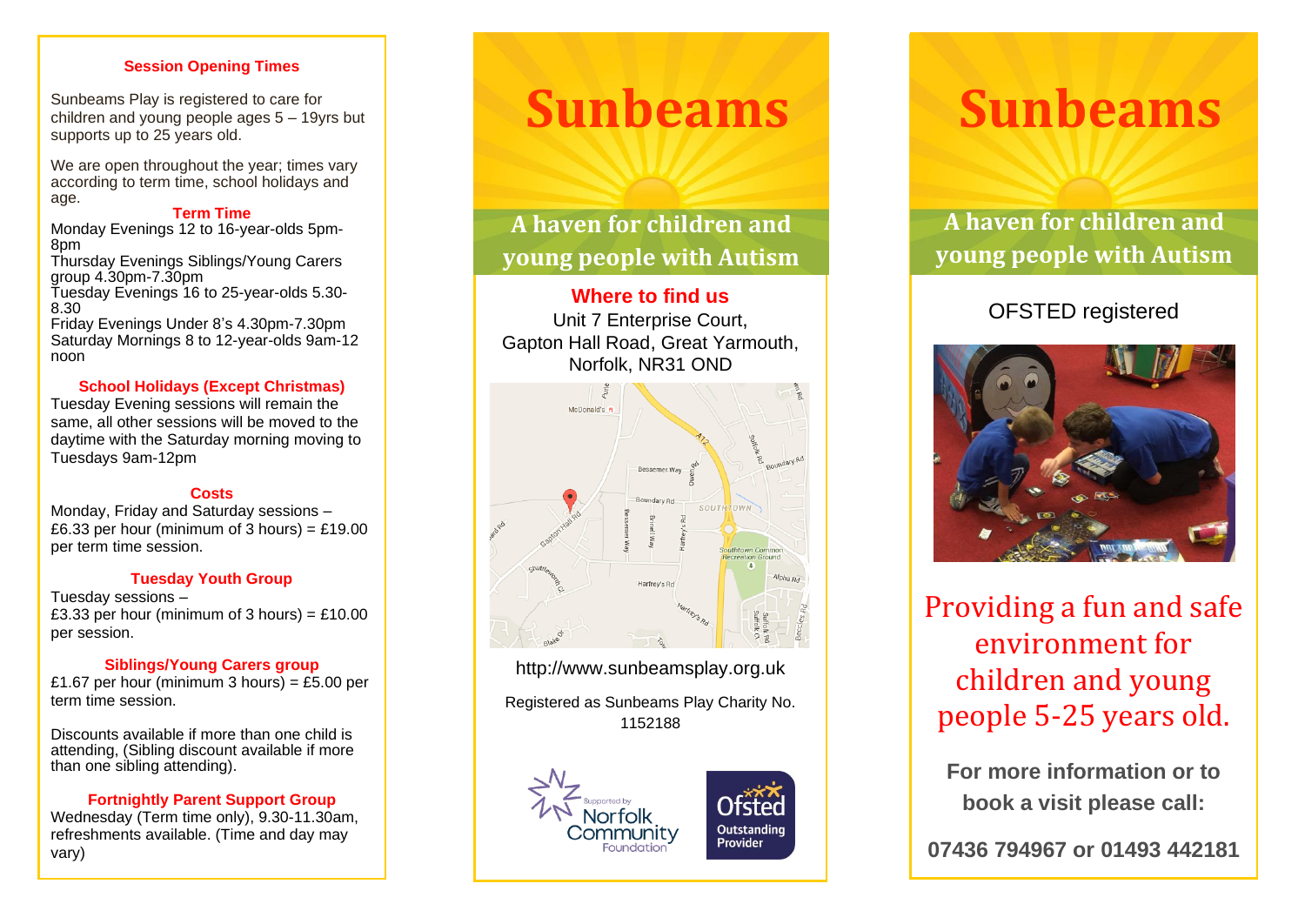## Session Opening Times

Sunbeams Play is registered to care for children and young people ages 5 – 19yrs but supports up to 25 years old.

We are open throughout the year; times vary according to term time, school holidays and age.

### Term Time

Monday Evenings 12 to 16-year-olds 5pm-8pm
Thursday Evenings Siblings/Young Carers group 4.30pm-7.30pm
Tuesday Evenings 16 to 25-year-olds 5.30-8.30
Friday Evenings Under 8's 4.30pm-7.30pm
Saturday Mornings 8 to 12-year-olds 9am-12 noon

### School Holidays (Except Christmas)

Tuesday Evening sessions will remain the same, all other sessions will be moved to the daytime with the Saturday morning moving to Tuesdays 9am-12pm

### Costs

Monday, Friday and Saturday sessions –
£6.33 per hour (minimum of 3 hours) = £19.00 per term time session.

### Tuesday Youth Group

Tuesday sessions –
£3.33 per hour (minimum of 3 hours) = £10.00 per session.

### Siblings/Young Carers group

£1.67 per hour (minimum 3 hours) = £5.00 per term time session.

Discounts available if more than one child is attending, (Sibling discount available if more than one sibling attending).

### Fortnightly Parent Support Group

Wednesday (Term time only), 9.30-11.30am, refreshments available. (Time and day may vary)

# Sunbeams

## A haven for children and young people with Autism

### Where to find us

Unit 7 Enterprise Court,
Gapton Hall Road, Great Yarmouth,
Norfolk, NR31 OND

http://www.sunbeamsplay.org.uk

Registered as Sunbeams Play Charity No. 1152188

Supported by Norfolk Community Foundation

Ofsted Outstanding Provider

# Sunbeams

## A haven for children and young people with Autism

OFSTED registered

## Providing a fun and safe environment for children and young people 5-25 years old.

**For more information or to book a visit please call:**

**07436 794967 or 01493 442181**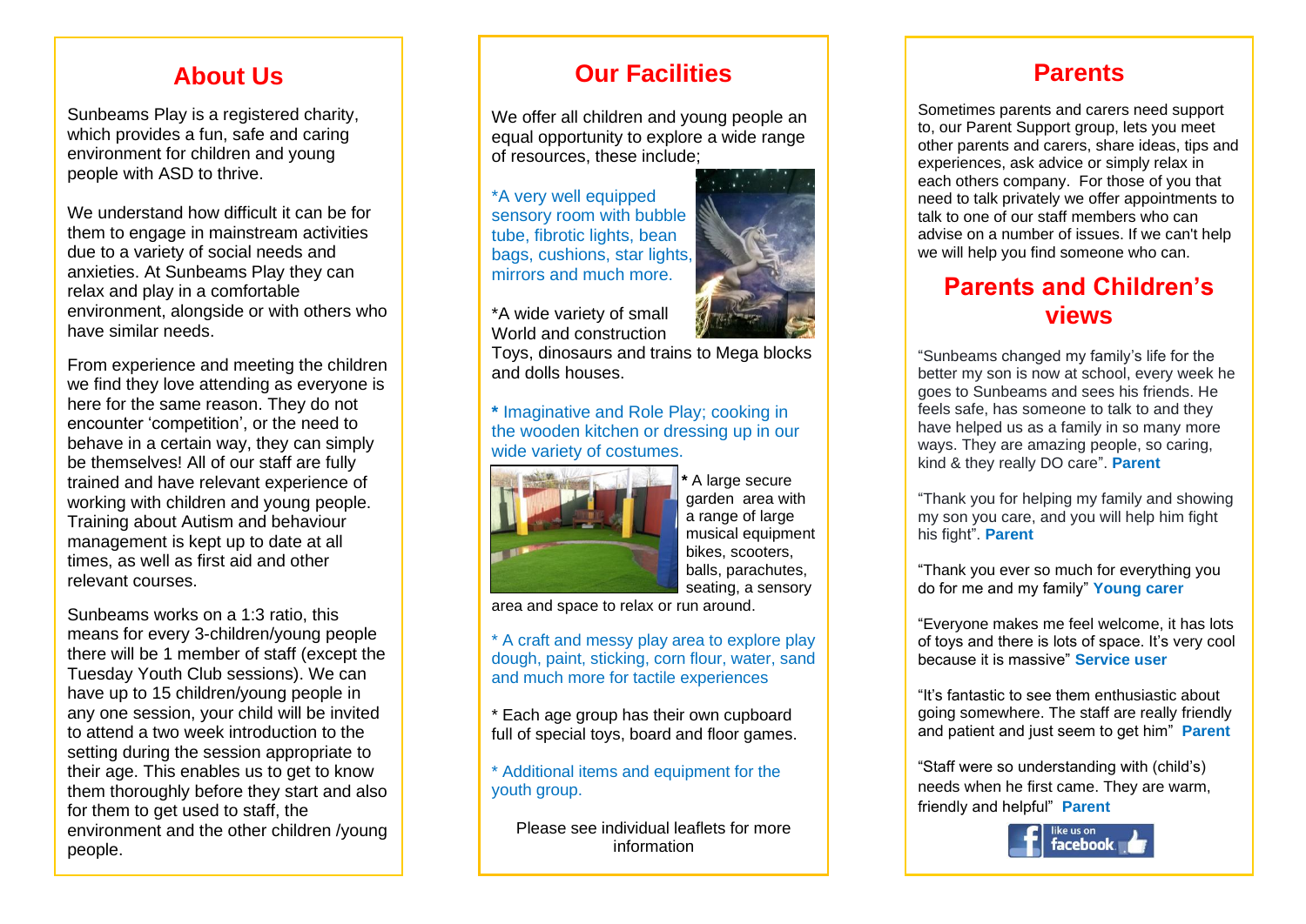## About Us

Sunbeams Play is a registered charity, which provides a fun, safe and caring environment for children and young people with ASD to thrive.

We understand how difficult it can be for them to engage in mainstream activities due to a variety of social needs and anxieties. At Sunbeams Play they can relax and play in a comfortable environment, alongside or with others who have similar needs.

From experience and meeting the children we find they love attending as everyone is here for the same reason. They do not encounter 'competition', or the need to behave in a certain way, they can simply be themselves! All of our staff are fully trained and have relevant experience of working with children and young people. Training about Autism and behaviour management is kept up to date at all times, as well as first aid and other relevant courses.

Sunbeams works on a 1:3 ratio, this means for every 3-children/young people there will be 1 member of staff (except the Tuesday Youth Club sessions). We can have up to 15 children/young people in any one session, your child will be invited to attend a two week introduction to the setting during the session appropriate to their age. This enables us to get to know them thoroughly before they start and also for them to get used to staff, the environment and the other children /young people.

## Our Facilities

We offer all children and young people an equal opportunity to explore a wide range of resources, these include;

*A very well equipped sensory room with bubble tube, fibrotic lights, bean bags, cushions, star lights, mirrors and much more.

*A wide variety of small World and construction Toys, dinosaurs and trains to Mega blocks and dolls houses.

* Imaginative and Role Play; cooking in the wooden kitchen or dressing up in our wide variety of costumes.

* A large secure garden area with a range of large musical equipment bikes, scooters, balls, parachutes, seating, a sensory area and space to relax or run around.

* A craft and messy play area to explore play dough, paint, sticking, corn flour, water, sand and much more for tactile experiences

* Each age group has their own cupboard full of special toys, board and floor games.

* Additional items and equipment for the youth group.

Please see individual leaflets for more information

## Parents

Sometimes parents and carers need support to, our Parent Support group, lets you meet other parents and carers, share ideas, tips and experiences, ask advice or simply relax in each others company. For those of you that need to talk privately we offer appointments to talk to one of our staff members who can advise on a number of issues. If we can't help we will help you find someone who can.

## Parents and Children's views

"Sunbeams changed my family's life for the better my son is now at school, every week he goes to Sunbeams and sees his friends. He feels safe, has someone to talk to and they have helped us as a family in so many more ways. They are amazing people, so caring, kind & they really DO care". **Parent**

"Thank you for helping my family and showing my son you care, and you will help him fight his fight". **Parent**

"Thank you ever so much for everything you do for me and my family" **Young carer**

"Everyone makes me feel welcome, it has lots of toys and there is lots of space. It's very cool because it is massive" **Service user**

"It's fantastic to see them enthusiastic about going somewhere. The staff are really friendly and patient and just seem to get him" **Parent**

"Staff were so understanding with (child's) needs when he first came. They are warm, friendly and helpful" **Parent**

like us on facebook